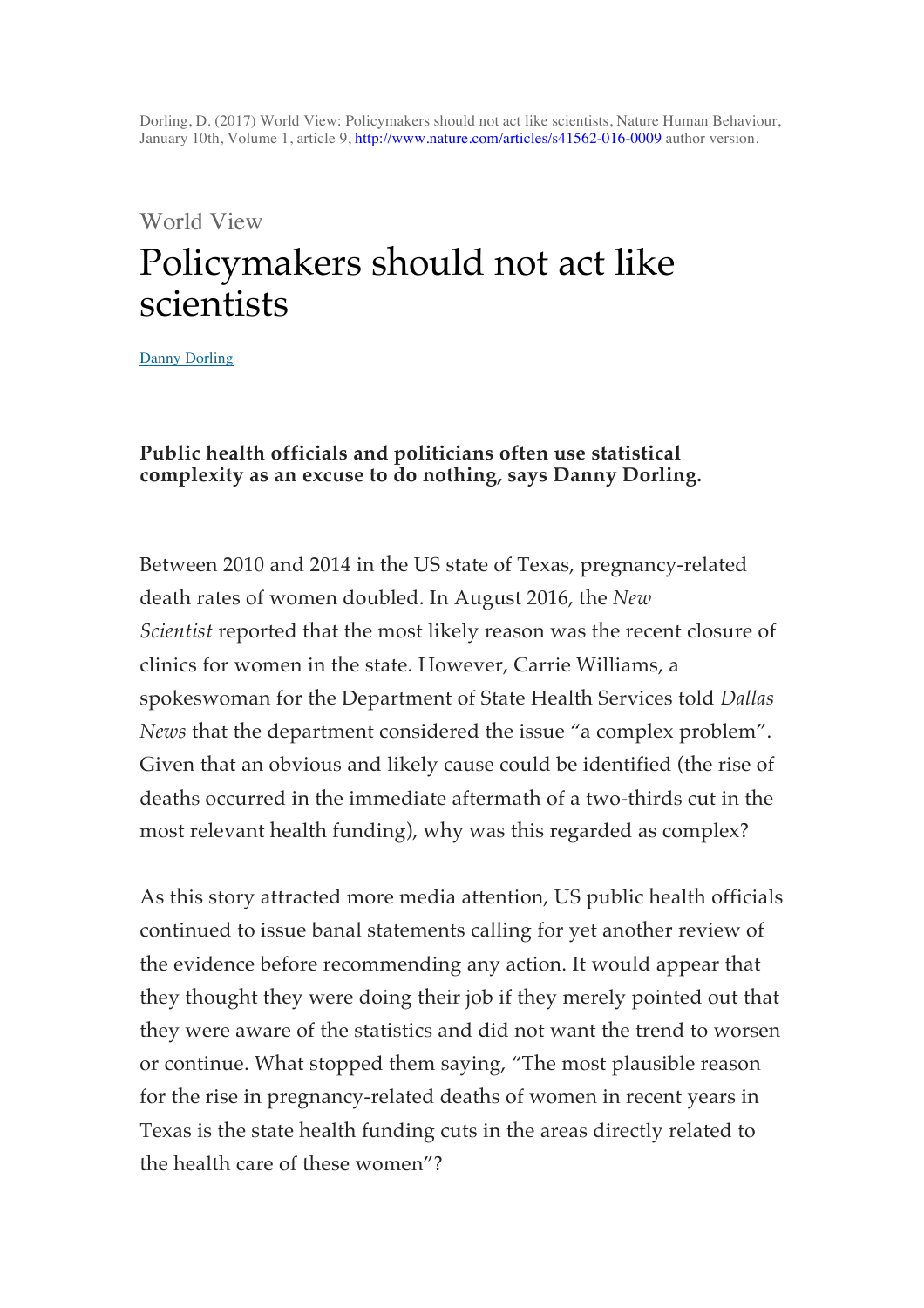Dorling, D. (2017) World View: Policymakers should not act like scientists, Nature Human Behaviour, January 10th, Volume 1, article 9, http://www.nature.com/articles/s41562-016-0009 author version.

World View

# Policymakers should not act like scientists

Danny Dorling

**Public health officials and politicians often use statistical complexity as an excuse to do nothing, says Danny Dorling.**

Between 2010 and 2014 in the US state of Texas, pregnancy-related death rates of women doubled. In August 2016, the *New Scientist* reported that the most likely reason was the recent closure of clinics for women in the state. However, Carrie Williams, a spokeswoman for the Department of State Health Services told *Dallas News* that the department considered the issue "a complex problem". Given that an obvious and likely cause could be identified (the rise of deaths occurred in the immediate aftermath of a two-thirds cut in the most relevant health funding), why was this regarded as complex?

As this story attracted more media attention, US public health officials continued to issue banal statements calling for yet another review of the evidence before recommending any action. It would appear that they thought they were doing their job if they merely pointed out that they were aware of the statistics and did not want the trend to worsen or continue. What stopped them saying, "The most plausible reason for the rise in pregnancy-related deaths of women in recent years in Texas is the state health funding cuts in the areas directly related to the health care of these women"?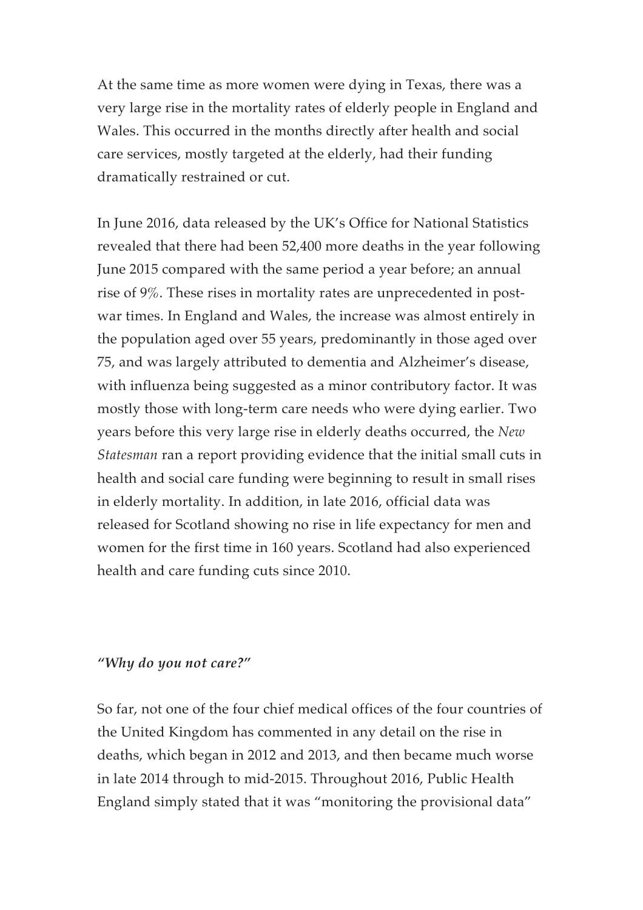At the same time as more women were dying in Texas, there was a very large rise in the mortality rates of elderly people in England and Wales. This occurred in the months directly after health and social care services, mostly targeted at the elderly, had their funding dramatically restrained or cut.

In June 2016, data released by the UK's Office for National Statistics revealed that there had been 52,400 more deaths in the year following June 2015 compared with the same period a year before; an annual rise of 9%. These rises in mortality rates are unprecedented in post-war times. In England and Wales, the increase was almost entirely in the population aged over 55 years, predominantly in those aged over 75, and was largely attributed to dementia and Alzheimer's disease, with influenza being suggested as a minor contributory factor. It was mostly those with long-term care needs who were dying earlier. Two years before this very large rise in elderly deaths occurred, the *New Statesman* ran a report providing evidence that the initial small cuts in health and social care funding were beginning to result in small rises in elderly mortality. In addition, in late 2016, official data was released for Scotland showing no rise in life expectancy for men and women for the first time in 160 years. Scotland had also experienced health and care funding cuts since 2010.

***"Why do you not care?"***

So far, not one of the four chief medical offices of the four countries of the United Kingdom has commented in any detail on the rise in deaths, which began in 2012 and 2013, and then became much worse in late 2014 through to mid-2015. Throughout 2016, Public Health England simply stated that it was "monitoring the provisional data"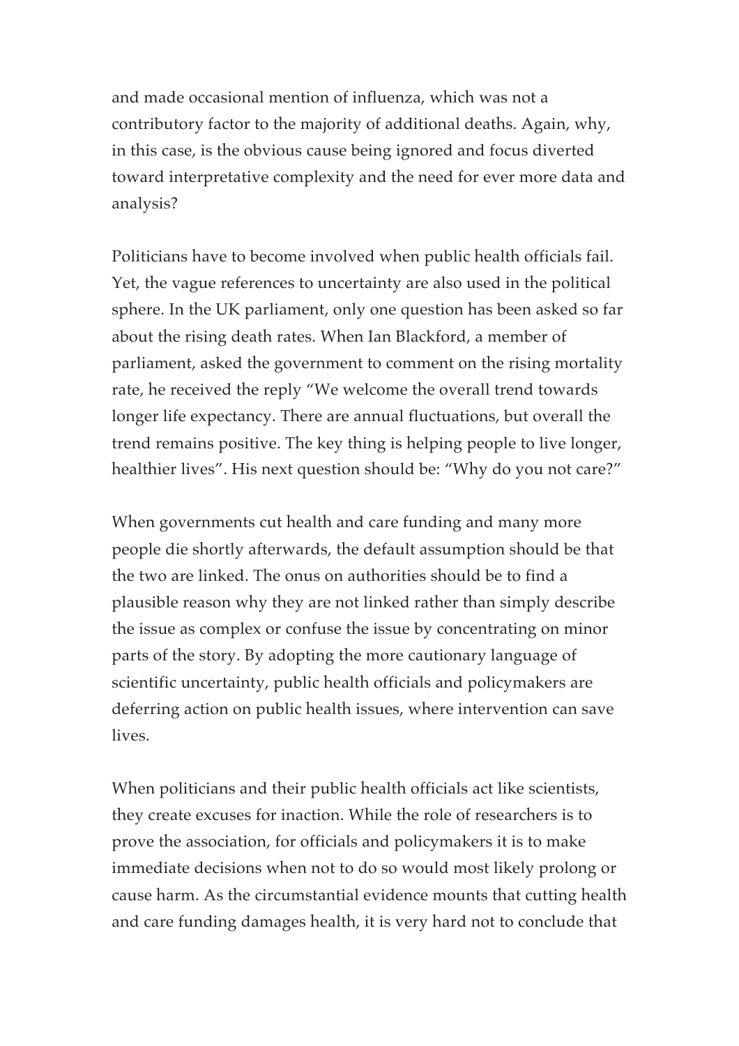and made occasional mention of influenza, which was not a contributory factor to the majority of additional deaths. Again, why, in this case, is the obvious cause being ignored and focus diverted toward interpretative complexity and the need for ever more data and analysis?

Politicians have to become involved when public health officials fail. Yet, the vague references to uncertainty are also used in the political sphere. In the UK parliament, only one question has been asked so far about the rising death rates. When Ian Blackford, a member of parliament, asked the government to comment on the rising mortality rate, he received the reply "We welcome the overall trend towards longer life expectancy. There are annual fluctuations, but overall the trend remains positive. The key thing is helping people to live longer, healthier lives". His next question should be: "Why do you not care?"

When governments cut health and care funding and many more people die shortly afterwards, the default assumption should be that the two are linked. The onus on authorities should be to find a plausible reason why they are not linked rather than simply describe the issue as complex or confuse the issue by concentrating on minor parts of the story. By adopting the more cautionary language of scientific uncertainty, public health officials and policymakers are deferring action on public health issues, where intervention can save lives.

When politicians and their public health officials act like scientists, they create excuses for inaction. While the role of researchers is to prove the association, for officials and policymakers it is to make immediate decisions when not to do so would most likely prolong or cause harm. As the circumstantial evidence mounts that cutting health and care funding damages health, it is very hard not to conclude that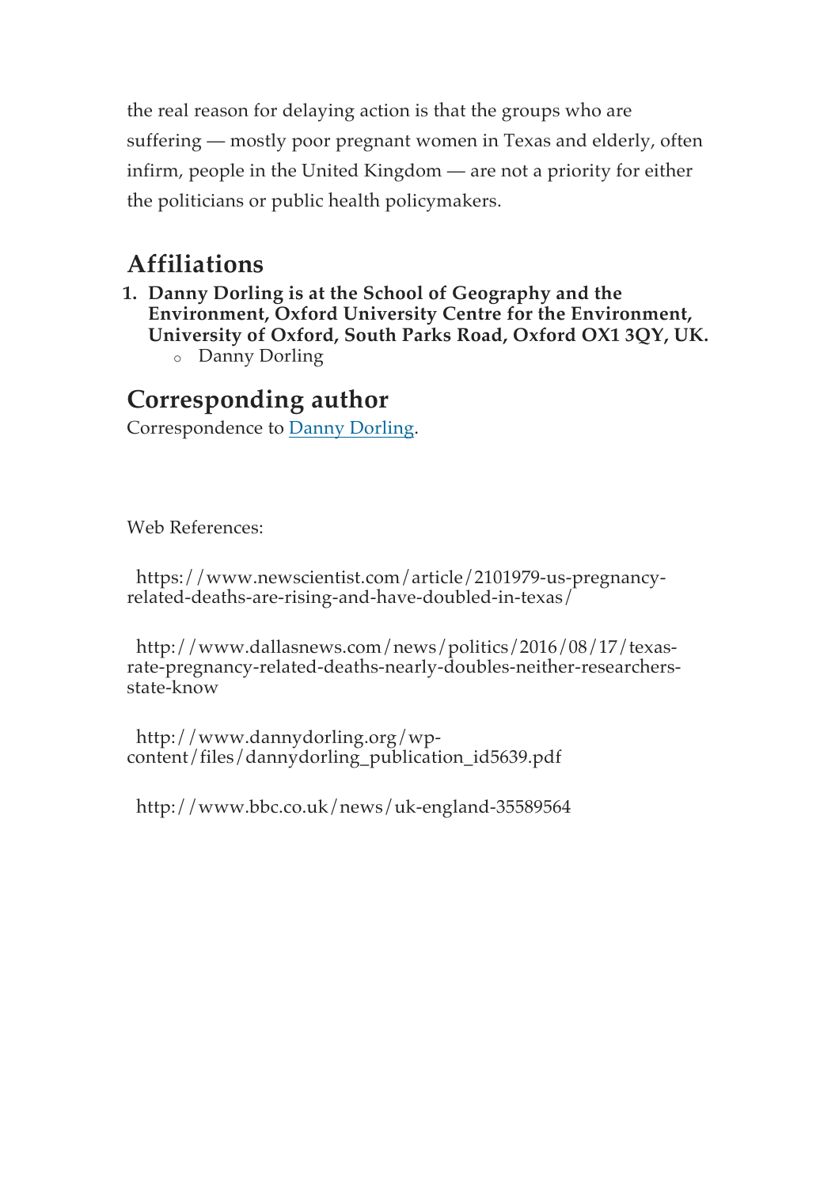the real reason for delaying action is that the groups who are suffering — mostly poor pregnant women in Texas and elderly, often infirm, people in the United Kingdom — are not a priority for either the politicians or public health policymakers.

## Affiliations

1. **Danny Dorling is at the School of Geography and the Environment, Oxford University Centre for the Environment, University of Oxford, South Parks Road, Oxford OX1 3QY, UK.**
   - Danny Dorling

## Corresponding author

Correspondence to Danny Dorling.

Web References:

https://www.newscientist.com/article/2101979-us-pregnancy-related-deaths-are-rising-and-have-doubled-in-texas/

http://www.dallasnews.com/news/politics/2016/08/17/texas-rate-pregnancy-related-deaths-nearly-doubles-neither-researchers-state-know

http://www.dannydorling.org/wp-content/files/dannydorling_publication_id5639.pdf

http://www.bbc.co.uk/news/uk-england-35589564